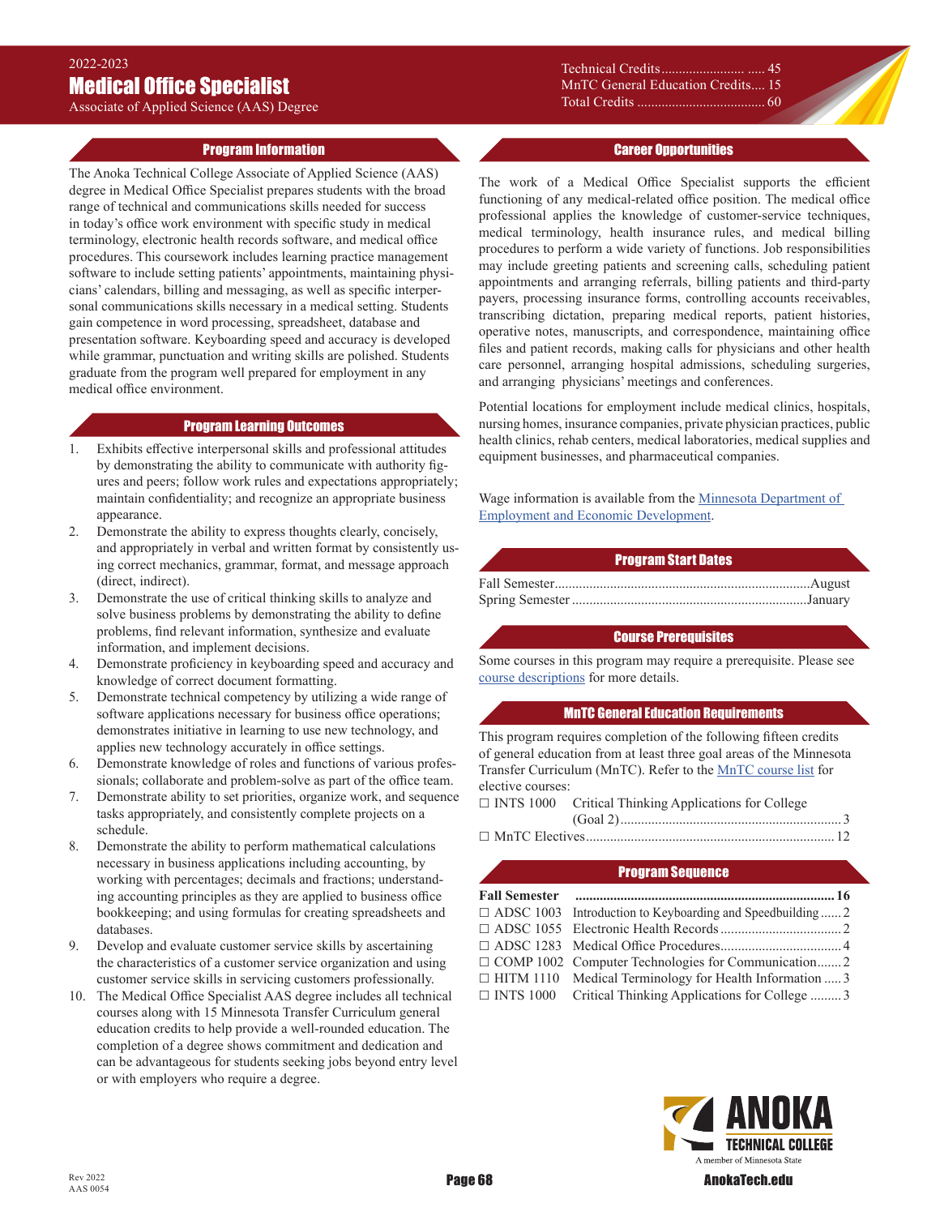2022-2023

# Medical Office Specialist

Associate of Applied Science (AAS) Degree

Technical Credits........................ ..... 45
MnTC General Education Credits.... 15
Total Credits ..................................... 60

## Program Information

The Anoka Technical College Associate of Applied Science (AAS) degree in Medical Office Specialist prepares students with the broad range of technical and communications skills needed for success in today's office work environment with specific study in medical terminology, electronic health records software, and medical office procedures. This coursework includes learning practice management software to include setting patients' appointments, maintaining physicians' calendars, billing and messaging, as well as specific interpersonal communications skills necessary in a medical setting. Students gain competence in word processing, spreadsheet, database and presentation software. Keyboarding speed and accuracy is developed while grammar, punctuation and writing skills are polished. Students graduate from the program well prepared for employment in any medical office environment.

## Program Learning Outcomes

1. Exhibits effective interpersonal skills and professional attitudes by demonstrating the ability to communicate with authority figures and peers; follow work rules and expectations appropriately; maintain confidentiality; and recognize an appropriate business appearance.
2. Demonstrate the ability to express thoughts clearly, concisely, and appropriately in verbal and written format by consistently using correct mechanics, grammar, format, and message approach (direct, indirect).
3. Demonstrate the use of critical thinking skills to analyze and solve business problems by demonstrating the ability to define problems, find relevant information, synthesize and evaluate information, and implement decisions.
4. Demonstrate proficiency in keyboarding speed and accuracy and knowledge of correct document formatting.
5. Demonstrate technical competency by utilizing a wide range of software applications necessary for business office operations; demonstrates initiative in learning to use new technology, and applies new technology accurately in office settings.
6. Demonstrate knowledge of roles and functions of various professionals; collaborate and problem-solve as part of the office team.
7. Demonstrate ability to set priorities, organize work, and sequence tasks appropriately, and consistently complete projects on a schedule.
8. Demonstrate the ability to perform mathematical calculations necessary in business applications including accounting, by working with percentages; decimals and fractions; understanding accounting principles as they are applied to business office bookkeeping; and using formulas for creating spreadsheets and databases.
9. Develop and evaluate customer service skills by ascertaining the characteristics of a customer service organization and using customer service skills in servicing customers professionally.
10. The Medical Office Specialist AAS degree includes all technical courses along with 15 Minnesota Transfer Curriculum general education credits to help provide a well-rounded education. The completion of a degree shows commitment and dedication and can be advantageous for students seeking jobs beyond entry level or with employers who require a degree.

## Career Opportunities

The work of a Medical Office Specialist supports the efficient functioning of any medical-related office position. The medical office professional applies the knowledge of customer-service techniques, medical terminology, health insurance rules, and medical billing procedures to perform a wide variety of functions. Job responsibilities may include greeting patients and screening calls, scheduling patient appointments and arranging referrals, billing patients and third-party payers, processing insurance forms, controlling accounts receivables, transcribing dictation, preparing medical reports, patient histories, operative notes, manuscripts, and correspondence, maintaining office files and patient records, making calls for physicians and other health care personnel, arranging hospital admissions, scheduling surgeries, and arranging physicians' meetings and conferences.

Potential locations for employment include medical clinics, hospitals, nursing homes, insurance companies, private physician practices, public health clinics, rehab centers, medical laboratories, medical supplies and equipment businesses, and pharmaceutical companies.

Wage information is available from the Minnesota Department of Employment and Economic Development.

## Program Start Dates

Fall Semester..........................................................................August
Spring Semester ....................................................................January

## Course Prerequisites

Some courses in this program may require a prerequisite. Please see course descriptions for more details.

## MnTC General Education Requirements

This program requires completion of the following fifteen credits of general education from at least three goal areas of the Minnesota Transfer Curriculum (MnTC). Refer to the MnTC course list for elective courses:

☐ INTS 1000 Critical Thinking Applications for College (Goal 2)................................................................3
☐ MnTC Electives........................................................................12

## Program Sequence

**Fall Semester .......................................................................... 16**

☐ ADSC 1003 Introduction to Keyboarding and Speedbuilding ...... 2
☐ ADSC 1055 Electronic Health Records ................................... 2
☐ ADSC 1283 Medical Office Procedures................................... 4
☐ COMP 1002 Computer Technologies for Communication....... 2
☐ HITM 1110 Medical Terminology for Health Information ..... 3
☐ INTS 1000 Critical Thinking Applications for College ......... 3

ANOKA TECHNICAL COLLEGE
A member of Minnesota State

Rev 2022
AAS 0054

AnokaTech.edu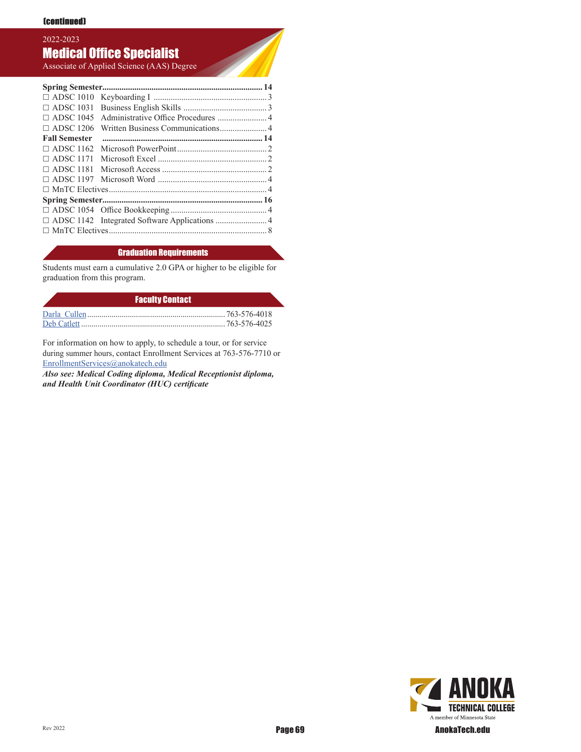(continued)

2022-2023

# Medical Office Specialist

Associate of Applied Science (AAS) Degree

**Spring Semester............................................................ 14**

- ☐ ADSC 1010 Keyboarding I ........................................ 3
- ☐ ADSC 1031 Business English Skills ........................... 3
- ☐ ADSC 1045 Administrative Office Procedures ............ 4
- ☐ ADSC 1206 Written Business Communications.......... 4

**Fall Semester ............................................................ 14**

- ☐ ADSC 1162 Microsoft PowerPoint.............................. 2
- ☐ ADSC 1171 Microsoft Excel ....................................... 2
- ☐ ADSC 1181 Microsoft Access ..................................... 2
- ☐ ADSC 1197 Microsoft Word ....................................... 4
- ☐ MnTC Electives.......................................................... 4

**Spring Semester............................................................ 16**

- ☐ ADSC 1054 Office Bookkeeping ................................. 4
- ☐ ADSC 1142 Integrated Software Applications ............ 4
- ☐ MnTC Electives.......................................................... 8

## Graduation Requirements

Students must earn a cumulative 2.0 GPA or higher to be eligible for graduation from this program.

## Faculty Contact

Darla Cullen ........................................................ 763-576-4018
Deb Catlett ......................................................... 763-576-4025

For information on how to apply, to schedule a tour, or for service during summer hours, contact Enrollment Services at 763-576-7710 or EnrollmentServices@anokatech.edu

***Also see: Medical Coding diploma, Medical Receptionist diploma, and Health Unit Coordinator (HUC) certificate***

Rev 2022

ANOKA TECHNICAL COLLEGE
A member of Minnesota State

AnokaTech.edu